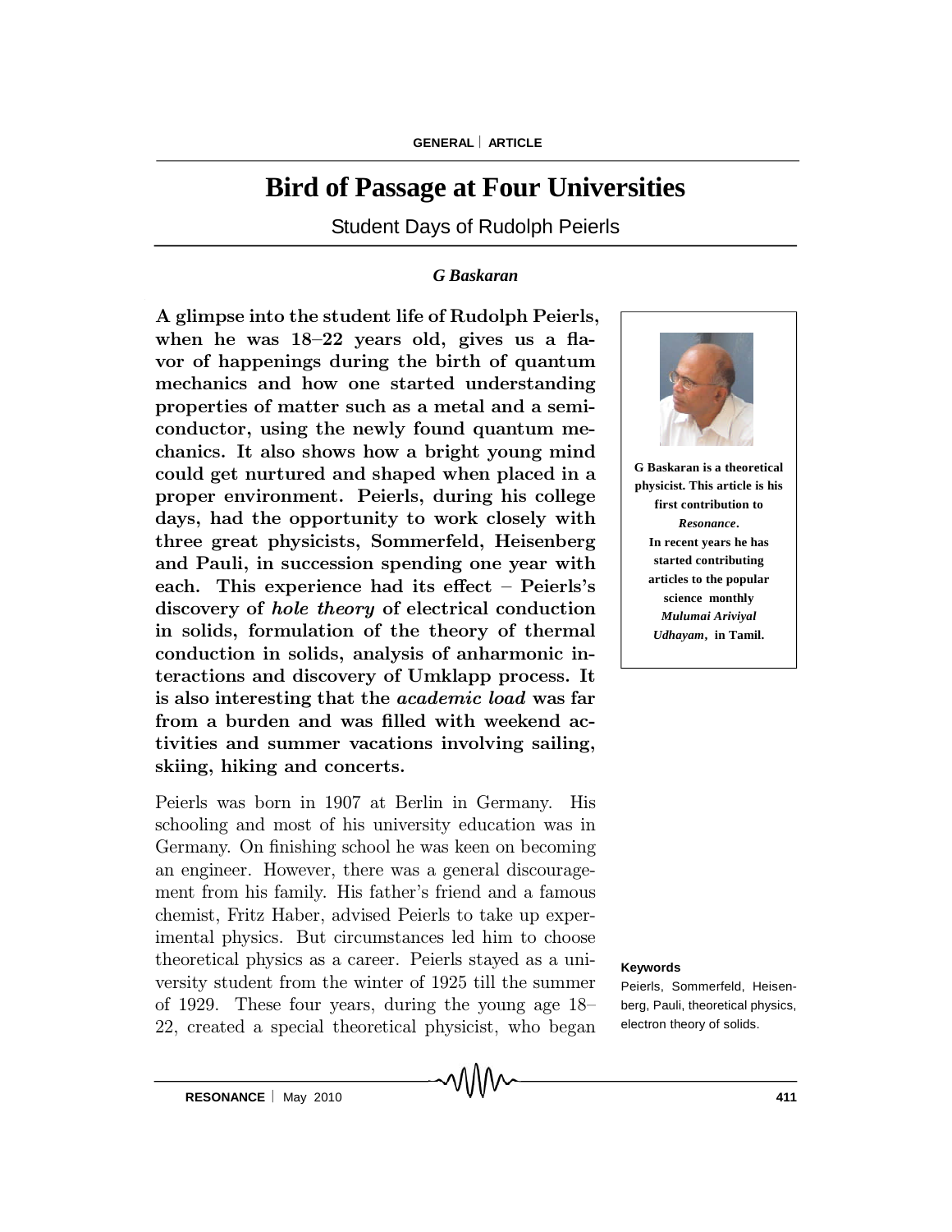# Bird of Passage at Four Universities

## Student Days of Rudolph Peierls

*G Baskaran*

**A glimpse into the student life of Rudolph Peierls, when he was 18–22 years old, gives us a flavor of happenings during the birth of quantum mechanics and how one started understanding properties of matter such as a metal and a semiconductor, using the newly found quantum mechanics. It also shows how a bright young mind could get nurtured and shaped when placed in a proper environment. Peierls, during his college days, had the opportunity to work closely with three great physicists, Sommerfeld, Heisenberg and Pauli, in succession spending one year with each. This experience had its effect – Peierls's discovery of *hole theory* of electrical conduction in solids, formulation of the theory of thermal conduction in solids, analysis of anharmonic interactions and discovery of Umklapp process. It is also interesting that the *academic load* was far from a burden and was filled with weekend activities and summer vacations involving sailing, skiing, hiking and concerts.**

**G Baskaran is a theoretical physicist. This article is his first contribution to *Resonance*. In recent years he has started contributing articles to the popular science monthly *Mulumai Ariviyal Udhayam*, in Tamil.**

Peierls was born in 1907 at Berlin in Germany. His schooling and most of his university education was in Germany. On finishing school he was keen on becoming an engineer. However, there was a general discouragement from his family. His father's friend and a famous chemist, Fritz Haber, advised Peierls to take up experimental physics. But circumstances led him to choose theoretical physics as a career. Peierls stayed as a university student from the winter of 1925 till the summer of 1929. These four years, during the young age 18–22, created a special theoretical physicist, who began

**Keywords**

Peierls, Sommerfeld, Heisenberg, Pauli, theoretical physics, electron theory of solids.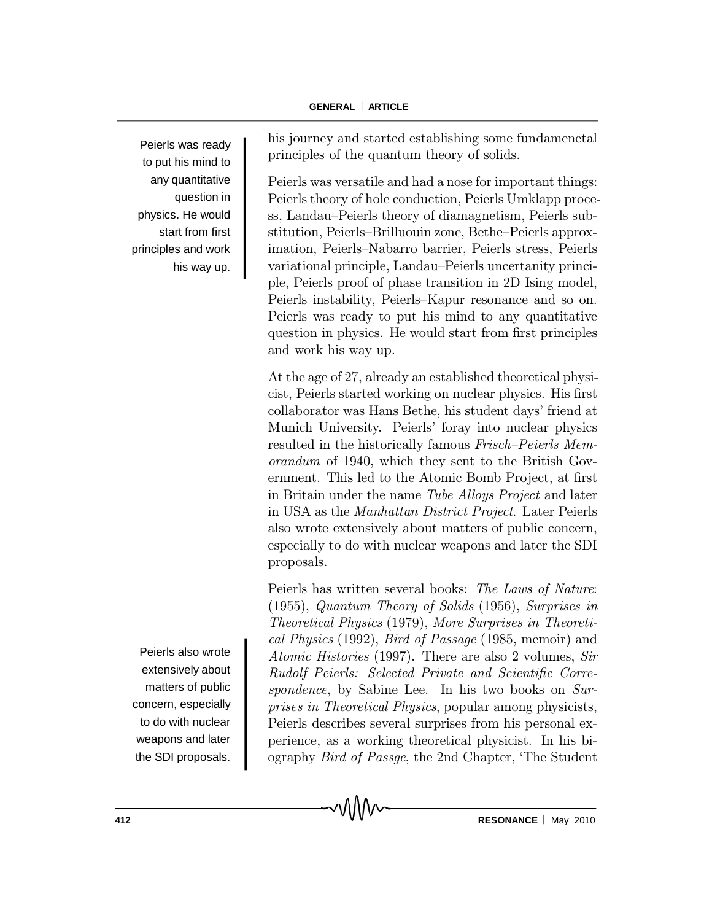his journey and started establishing some fundamenetal principles of the quantum theory of solids.

Peierls was versatile and had a nose for important things: Peierls theory of hole conduction, Peierls Umklapp process, Landau–Peierls theory of diamagnetism, Peierls substitution, Peierls–Brilluouin zone, Bethe–Peierls approximation, Peierls–Nabarro barrier, Peierls stress, Peierls variational principle, Landau–Peierls uncertanity principle, Peierls proof of phase transition in 2D Ising model, Peierls instability, Peierls–Kapur resonance and so on. Peierls was ready to put his mind to any quantitative question in physics. He would start from first principles and work his way up.

Peierls was ready to put his mind to any quantitative question in physics. He would start from first principles and work his way up.

At the age of 27, already an established theoretical physicist, Peierls started working on nuclear physics. His first collaborator was Hans Bethe, his student days' friend at Munich University. Peierls' foray into nuclear physics resulted in the historically famous *Frisch–Peierls Memorandum* of 1940, which they sent to the British Government. This led to the Atomic Bomb Project, at first in Britain under the name *Tube Alloys Project* and later in USA as the *Manhattan District Project*. Later Peierls also wrote extensively about matters of public concern, especially to do with nuclear weapons and later the SDI proposals.

Peierls also wrote extensively about matters of public concern, especially to do with nuclear weapons and later the SDI proposals.

Peierls has written several books: *The Laws of Nature*: (1955), *Quantum Theory of Solids* (1956), *Surprises in Theoretical Physics* (1979), *More Surprises in Theoretical Physics* (1992), *Bird of Passage* (1985, memoir) and *Atomic Histories* (1997). There are also 2 volumes, *Sir Rudolf Peierls: Selected Private and Scientific Correspondence*, by Sabine Lee. In his two books on *Surprises in Theoretical Physics*, popular among physicists, Peierls describes several surprises from his personal experience, as a working theoretical physicist. In his biography *Bird of Passge*, the 2nd Chapter, 'The Student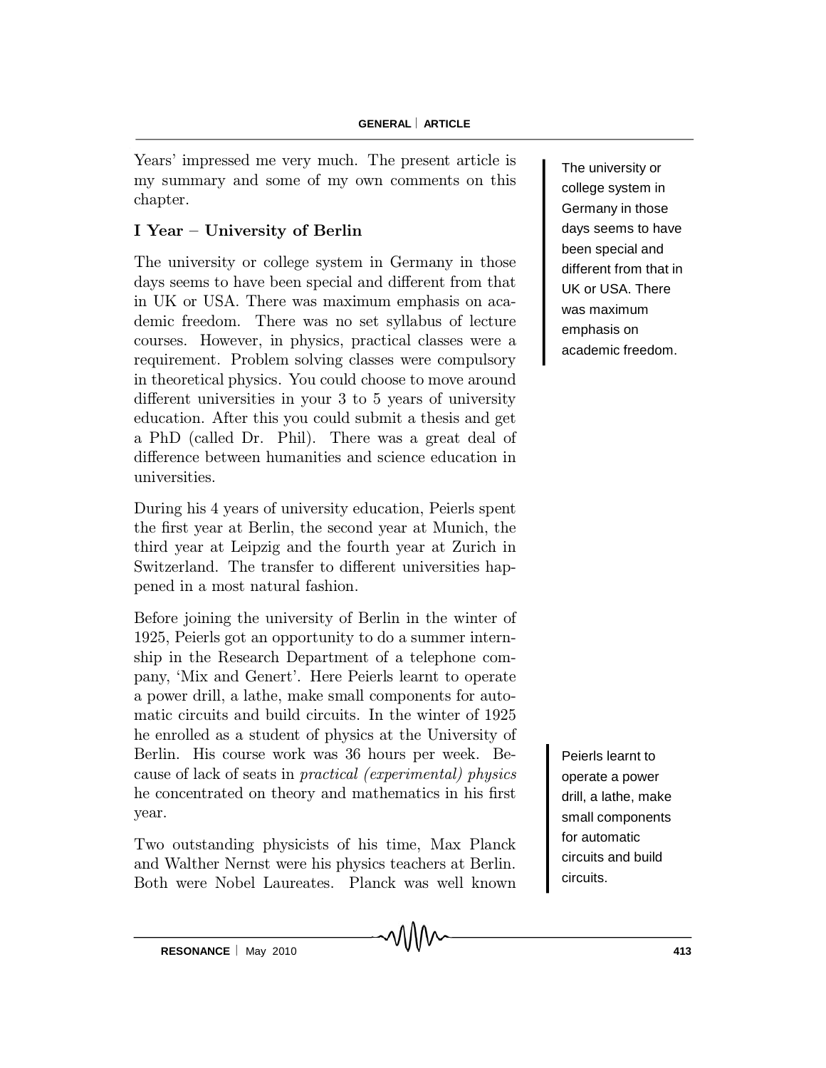Years' impressed me very much. The present article is my summary and some of my own comments on this chapter.

## I Year – University of Berlin

The university or college system in Germany in those days seems to have been special and different from that in UK or USA. There was maximum emphasis on academic freedom. There was no set syllabus of lecture courses. However, in physics, practical classes were a requirement. Problem solving classes were compulsory in theoretical physics. You could choose to move around different universities in your 3 to 5 years of university education. After this you could submit a thesis and get a PhD (called Dr. Phil). There was a great deal of difference between humanities and science education in universities.

The university or college system in Germany in those days seems to have been special and different from that in UK or USA. There was maximum emphasis on academic freedom.

During his 4 years of university education, Peierls spent the first year at Berlin, the second year at Munich, the third year at Leipzig and the fourth year at Zurich in Switzerland. The transfer to different universities happened in a most natural fashion.

Before joining the university of Berlin in the winter of 1925, Peierls got an opportunity to do a summer internship in the Research Department of a telephone company, 'Mix and Genert'. Here Peierls learnt to operate a power drill, a lathe, make small components for automatic circuits and build circuits. In the winter of 1925 he enrolled as a student of physics at the University of Berlin. His course work was 36 hours per week. Because of lack of seats in *practical (experimental) physics* he concentrated on theory and mathematics in his first year.

Peierls learnt to operate a power drill, a lathe, make small components for automatic circuits and build circuits.

Two outstanding physicists of his time, Max Planck and Walther Nernst were his physics teachers at Berlin. Both were Nobel Laureates. Planck was well known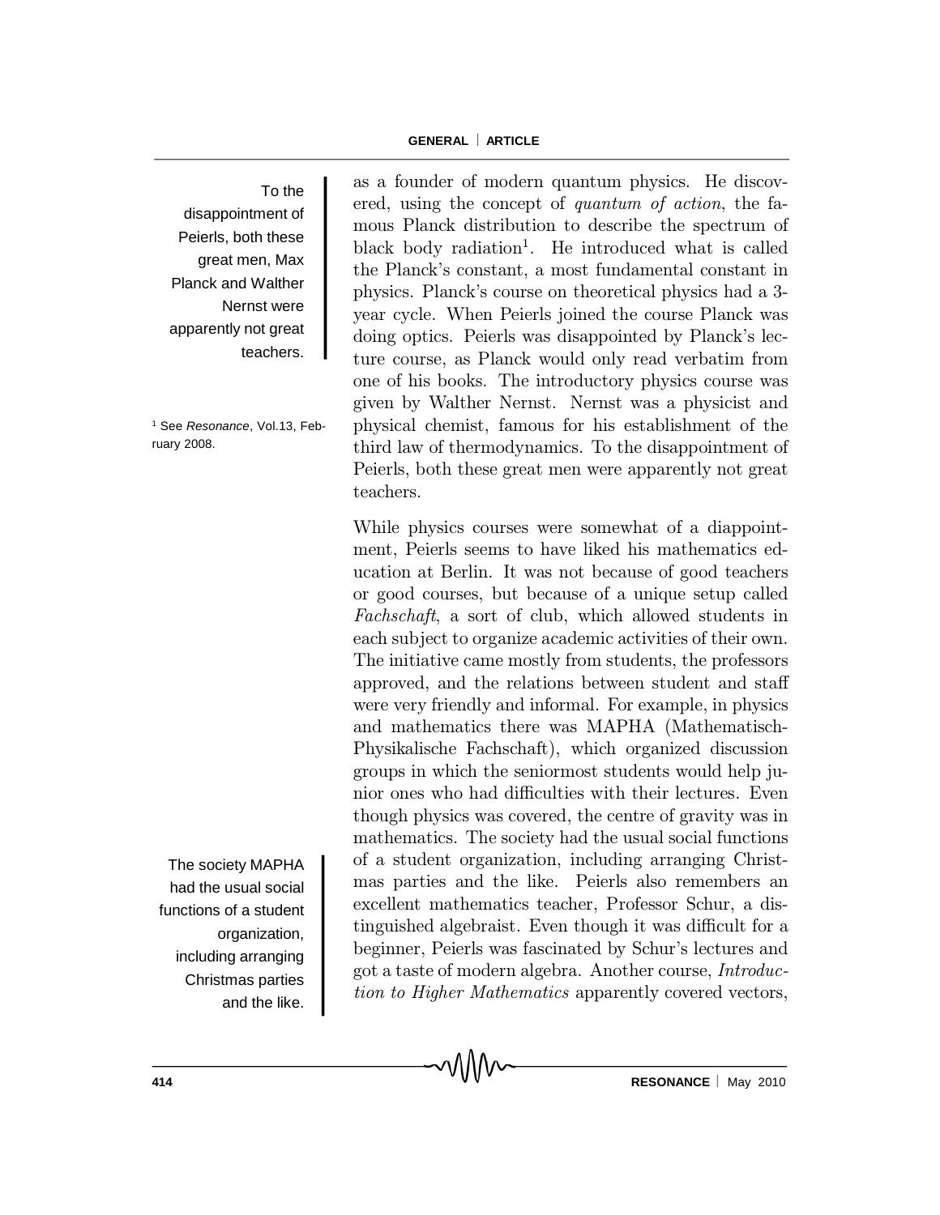as a founder of modern quantum physics. He discovered, using the concept of *quantum of action*, the famous Planck distribution to describe the spectrum of black body radiation[1]. He introduced what is called the Planck's constant, a most fundamental constant in physics. Planck's course on theoretical physics had a 3-year cycle. When Peierls joined the course Planck was doing optics. Peierls was disappointed by Planck's lecture course, as Planck would only read verbatim from one of his books. The introductory physics course was given by Walther Nernst. Nernst was a physicist and physical chemist, famous for his establishment of the third law of thermodynamics. To the disappointment of Peierls, both these great men were apparently not great teachers.

> To the disappointment of Peierls, both these great men, Max Planck and Walther Nernst were apparently not great teachers.

[1] See *Resonance*, Vol.13, February 2008.

While physics courses were somewhat of a diappointment, Peierls seems to have liked his mathematics education at Berlin. It was not because of good teachers or good courses, but because of a unique setup called *Fachschaft*, a sort of club, which allowed students in each subject to organize academic activities of their own. The initiative came mostly from students, the professors approved, and the relations between student and staff were very friendly and informal. For example, in physics and mathematics there was MAPHA (Mathematisch-Physikalische Fachschaft), which organized discussion groups in which the seniormost students would help junior ones who had difficulties with their lectures. Even though physics was covered, the centre of gravity was in mathematics. The society had the usual social functions of a student organization, including arranging Christmas parties and the like. Peierls also remembers an excellent mathematics teacher, Professor Schur, a distinguished algebraist. Even though it was difficult for a beginner, Peierls was fascinated by Schur's lectures and got a taste of modern algebra. Another course, *Introduction to Higher Mathematics* apparently covered vectors,

> The society MAPHA had the usual social functions of a student organization, including arranging Christmas parties and the like.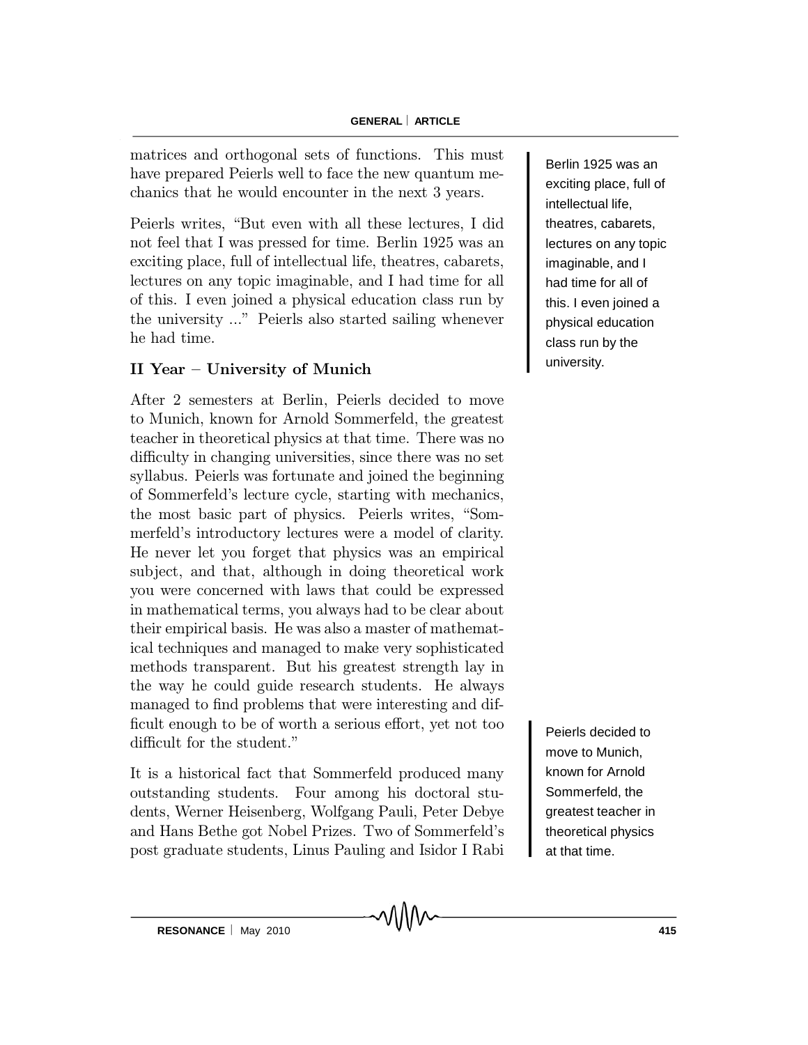matrices and orthogonal sets of functions. This must have prepared Peierls well to face the new quantum mechanics that he would encounter in the next 3 years.

Peierls writes, "But even with all these lectures, I did not feel that I was pressed for time. Berlin 1925 was an exciting place, full of intellectual life, theatres, cabarets, lectures on any topic imaginable, and I had time for all of this. I even joined a physical education class run by the university ..." Peierls also started sailing whenever he had time.

> Berlin 1925 was an exciting place, full of intellectual life, theatres, cabarets, lectures on any topic imaginable, and I had time for all of this. I even joined a physical education class run by the university.

## II Year – University of Munich

After 2 semesters at Berlin, Peierls decided to move to Munich, known for Arnold Sommerfeld, the greatest teacher in theoretical physics at that time. There was no difficulty in changing universities, since there was no set syllabus. Peierls was fortunate and joined the beginning of Sommerfeld's lecture cycle, starting with mechanics, the most basic part of physics. Peierls writes, "Sommerfeld's introductory lectures were a model of clarity. He never let you forget that physics was an empirical subject, and that, although in doing theoretical work you were concerned with laws that could be expressed in mathematical terms, you always had to be clear about their empirical basis. He was also a master of mathematical techniques and managed to make very sophisticated methods transparent. But his greatest strength lay in the way he could guide research students. He always managed to find problems that were interesting and difficult enough to be of worth a serious effort, yet not too difficult for the student."

> Peierls decided to move to Munich, known for Arnold Sommerfeld, the greatest teacher in theoretical physics at that time.

It is a historical fact that Sommerfeld produced many outstanding students. Four among his doctoral students, Werner Heisenberg, Wolfgang Pauli, Peter Debye and Hans Bethe got Nobel Prizes. Two of Sommerfeld's post graduate students, Linus Pauling and Isidor I Rabi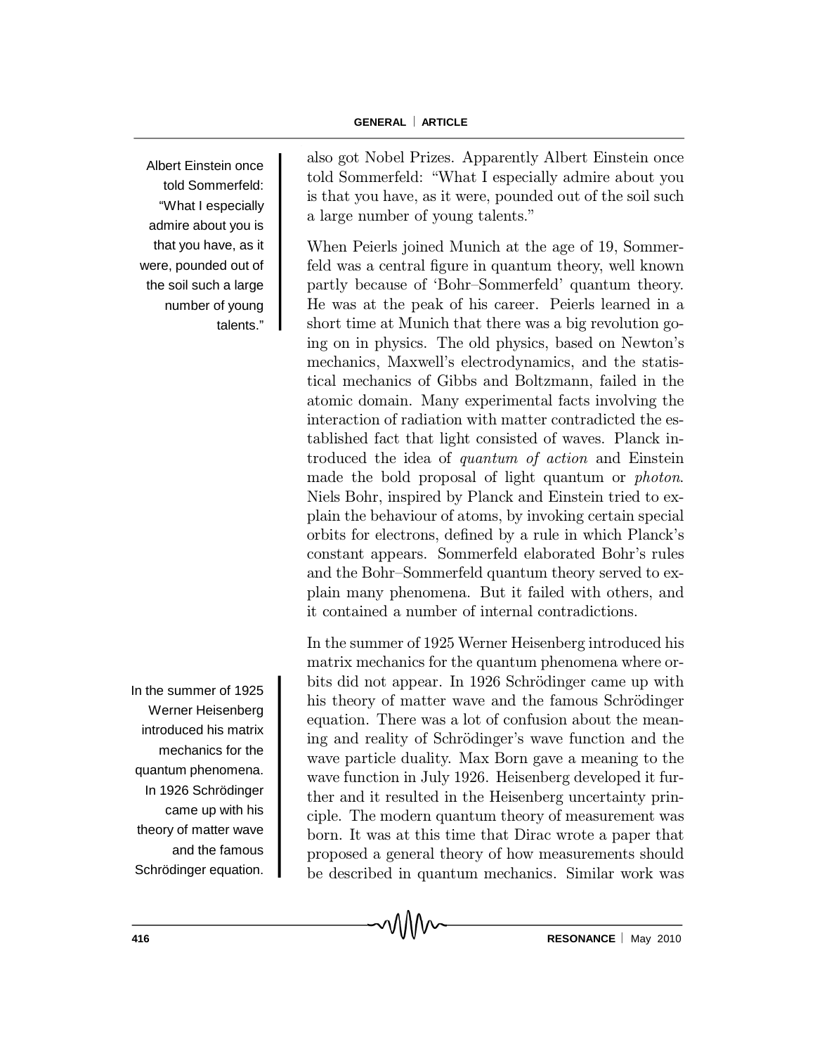also got Nobel Prizes. Apparently Albert Einstein once told Sommerfeld: "What I especially admire about you is that you have, as it were, pounded out of the soil such a large number of young talents."

> Albert Einstein once told Sommerfeld: "What I especially admire about you is that you have, as it were, pounded out of the soil such a large number of young talents."

When Peierls joined Munich at the age of 19, Sommerfeld was a central figure in quantum theory, well known partly because of 'Bohr–Sommerfeld' quantum theory. He was at the peak of his career. Peierls learned in a short time at Munich that there was a big revolution going on in physics. The old physics, based on Newton's mechanics, Maxwell's electrodynamics, and the statistical mechanics of Gibbs and Boltzmann, failed in the atomic domain. Many experimental facts involving the interaction of radiation with matter contradicted the established fact that light consisted of waves. Planck introduced the idea of *quantum of action* and Einstein made the bold proposal of light quantum or *photon*. Niels Bohr, inspired by Planck and Einstein tried to explain the behaviour of atoms, by invoking certain special orbits for electrons, defined by a rule in which Planck's constant appears. Sommerfeld elaborated Bohr's rules and the Bohr–Sommerfeld quantum theory served to explain many phenomena. But it failed with others, and it contained a number of internal contradictions.

In the summer of 1925 Werner Heisenberg introduced his matrix mechanics for the quantum phenomena where orbits did not appear. In 1926 Schrödinger came up with his theory of matter wave and the famous Schrödinger equation. There was a lot of confusion about the meaning and reality of Schrödinger's wave function and the wave particle duality. Max Born gave a meaning to the wave function in July 1926. Heisenberg developed it further and it resulted in the Heisenberg uncertainty principle. The modern quantum theory of measurement was born. It was at this time that Dirac wrote a paper that proposed a general theory of how measurements should be described in quantum mechanics. Similar work was

> In the summer of 1925 Werner Heisenberg introduced his matrix mechanics for the quantum phenomena. In 1926 Schrödinger came up with his theory of matter wave and the famous Schrödinger equation.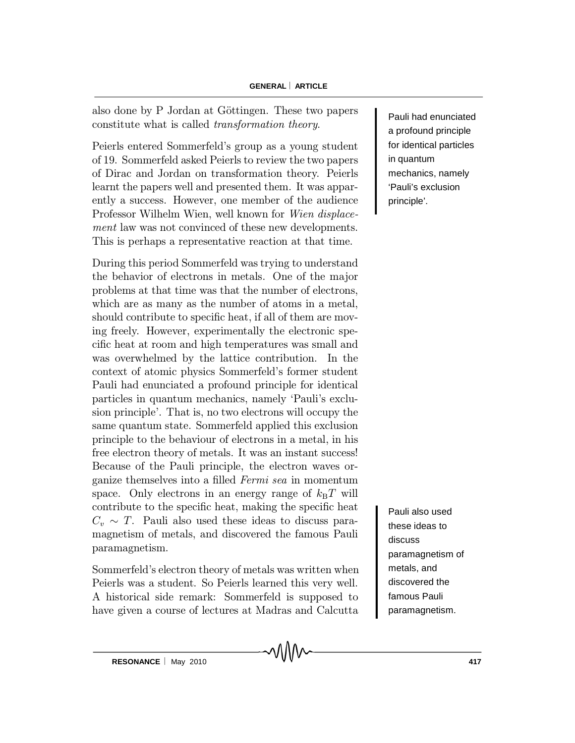also done by P Jordan at Göttingen. These two papers constitute what is called *transformation theory*.

Peierls entered Sommerfeld's group as a young student of 19. Sommerfeld asked Peierls to review the two papers of Dirac and Jordan on transformation theory. Peierls learnt the papers well and presented them. It was apparently a success. However, one member of the audience Professor Wilhelm Wien, well known for *Wien displacement* law was not convinced of these new developments. This is perhaps a representative reaction at that time.

> Pauli had enunciated a profound principle for identical particles in quantum mechanics, namely 'Pauli's exclusion principle'.

During this period Sommerfeld was trying to understand the behavior of electrons in metals. One of the major problems at that time was that the number of electrons, which are as many as the number of atoms in a metal, should contribute to specific heat, if all of them are moving freely. However, experimentally the electronic specific heat at room and high temperatures was small and was overwhelmed by the lattice contribution. In the context of atomic physics Sommerfeld's former student Pauli had enunciated a profound principle for identical particles in quantum mechanics, namely 'Pauli's exclusion principle'. That is, no two electrons will occupy the same quantum state. Sommerfeld applied this exclusion principle to the behaviour of electrons in a metal, in his free electron theory of metals. It was an instant success! Because of the Pauli principle, the electron waves organize themselves into a filled *Fermi sea* in momentum space. Only electrons in an energy range of $k_{\mathrm{B}}T$ will contribute to the specific heat, making the specific heat $C_v \sim T$. Pauli also used these ideas to discuss paramagnetism of metals, and discovered the famous Pauli paramagnetism.

> Pauli also used these ideas to discuss paramagnetism of metals, and discovered the famous Pauli paramagnetism.

Sommerfeld's electron theory of metals was written when Peierls was a student. So Peierls learned this very well. A historical side remark: Sommerfeld is supposed to have given a course of lectures at Madras and Calcutta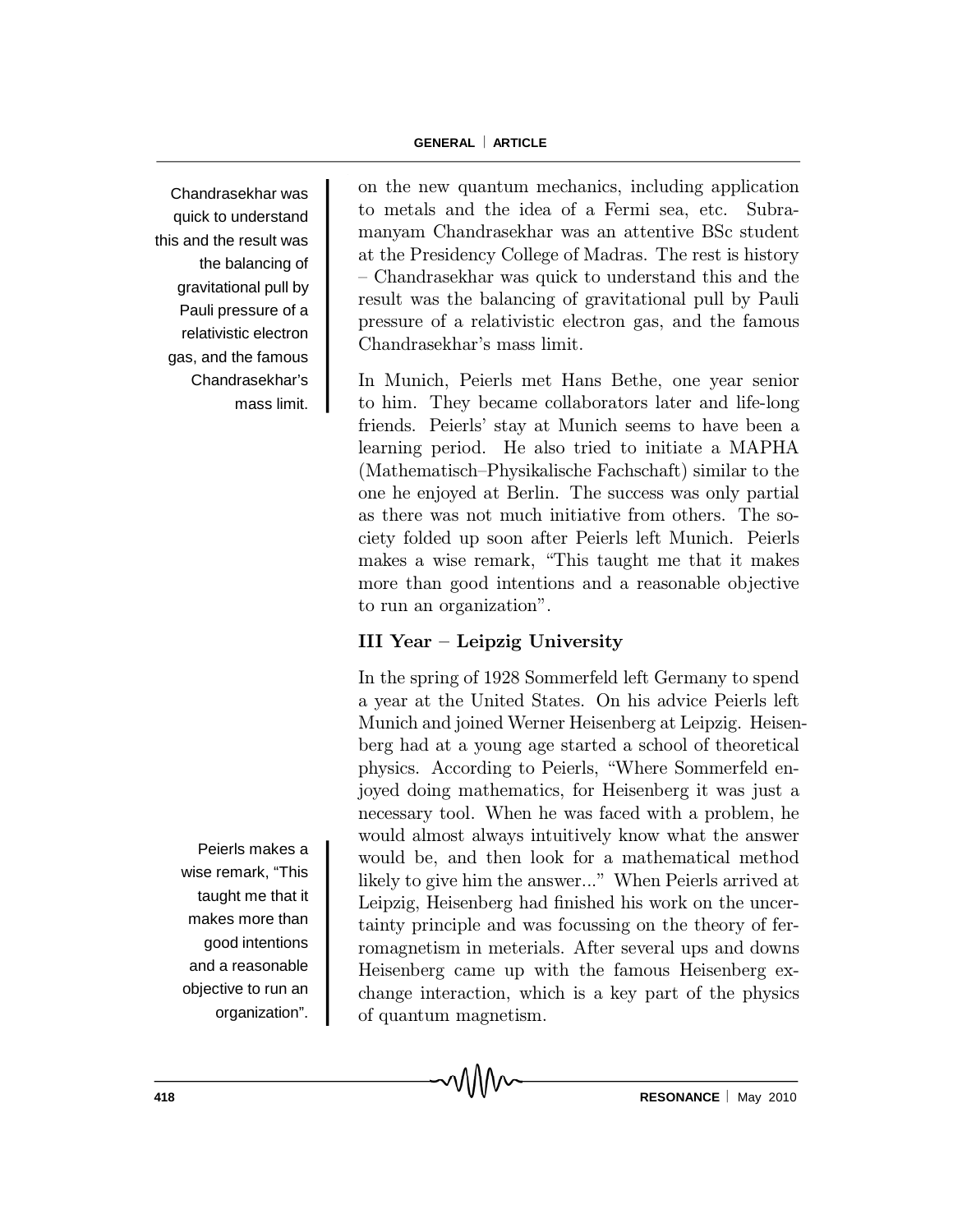on the new quantum mechanics, including application to metals and the idea of a Fermi sea, etc. Subramanyam Chandrasekhar was an attentive BSc student at the Presidency College of Madras. The rest is history – Chandrasekhar was quick to understand this and the result was the balancing of gravitational pull by Pauli pressure of a relativistic electron gas, and the famous Chandrasekhar's mass limit.

Chandrasekhar was quick to understand this and the result was the balancing of gravitational pull by Pauli pressure of a relativistic electron gas, and the famous Chandrasekhar's mass limit.

In Munich, Peierls met Hans Bethe, one year senior to him. They became collaborators later and life-long friends. Peierls' stay at Munich seems to have been a learning period. He also tried to initiate a MAPHA (Mathematisch–Physikalische Fachschaft) similar to the one he enjoyed at Berlin. The success was only partial as there was not much initiative from others. The society folded up soon after Peierls left Munich. Peierls makes a wise remark, "This taught me that it makes more than good intentions and a reasonable objective to run an organization".

## III Year – Leipzig University

In the spring of 1928 Sommerfeld left Germany to spend a year at the United States. On his advice Peierls left Munich and joined Werner Heisenberg at Leipzig. Heisenberg had at a young age started a school of theoretical physics. According to Peierls, "Where Sommerfeld enjoyed doing mathematics, for Heisenberg it was just a necessary tool. When he was faced with a problem, he would almost always intuitively know what the answer would be, and then look for a mathematical method likely to give him the answer..." When Peierls arrived at Leipzig, Heisenberg had finished his work on the uncertainty principle and was focussing on the theory of ferromagnetism in meterials. After several ups and downs Heisenberg came up with the famous Heisenberg exchange interaction, which is a key part of the physics of quantum magnetism.

Peierls makes a wise remark, "This taught me that it makes more than good intentions and a reasonable objective to run an organization".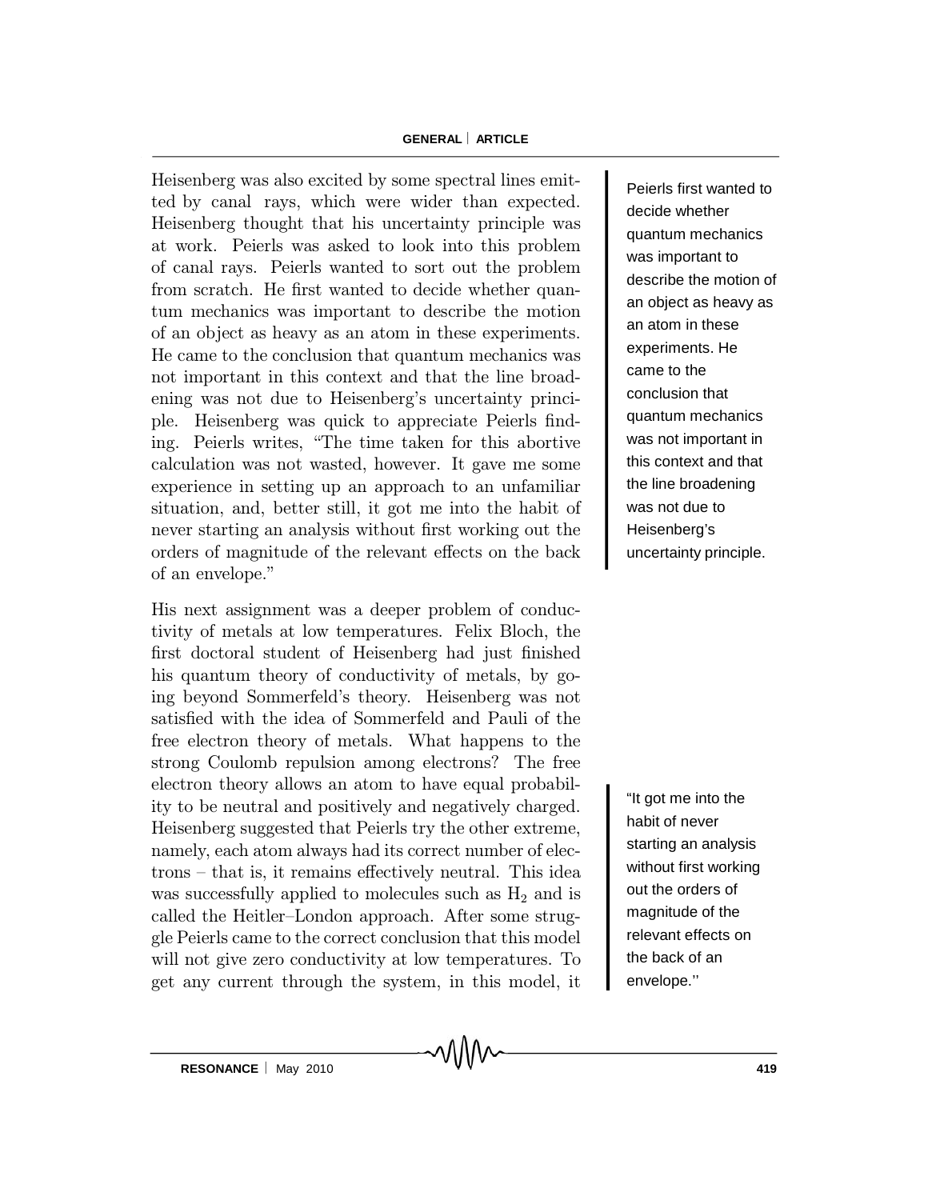Heisenberg was also excited by some spectral lines emitted by canal rays, which were wider than expected. Heisenberg thought that his uncertainty principle was at work. Peierls was asked to look into this problem of canal rays. Peierls wanted to sort out the problem from scratch. He first wanted to decide whether quantum mechanics was important to describe the motion of an object as heavy as an atom in these experiments. He came to the conclusion that quantum mechanics was not important in this context and that the line broadening was not due to Heisenberg's uncertainty principle. Heisenberg was quick to appreciate Peierls finding. Peierls writes, "The time taken for this abortive calculation was not wasted, however. It gave me some experience in setting up an approach to an unfamiliar situation, and, better still, it got me into the habit of never starting an analysis without first working out the orders of magnitude of the relevant effects on the back of an envelope."

> Peierls first wanted to decide whether quantum mechanics was important to describe the motion of an object as heavy as an atom in these experiments. He came to the conclusion that quantum mechanics was not important in this context and that the line broadening was not due to Heisenberg's uncertainty principle.

His next assignment was a deeper problem of conductivity of metals at low temperatures. Felix Bloch, the first doctoral student of Heisenberg had just finished his quantum theory of conductivity of metals, by going beyond Sommerfeld's theory. Heisenberg was not satisfied with the idea of Sommerfeld and Pauli of the free electron theory of metals. What happens to the strong Coulomb repulsion among electrons? The free electron theory allows an atom to have equal probability to be neutral and positively and negatively charged. Heisenberg suggested that Peierls try the other extreme, namely, each atom always had its correct number of electrons – that is, it remains effectively neutral. This idea was successfully applied to molecules such as $H_2$ and is called the Heitler–London approach. After some struggle Peierls came to the correct conclusion that this model will not give zero conductivity at low temperatures. To get any current through the system, in this model, it

> "It got me into the habit of never starting an analysis without first working out the orders of magnitude of the relevant effects on the back of an envelope."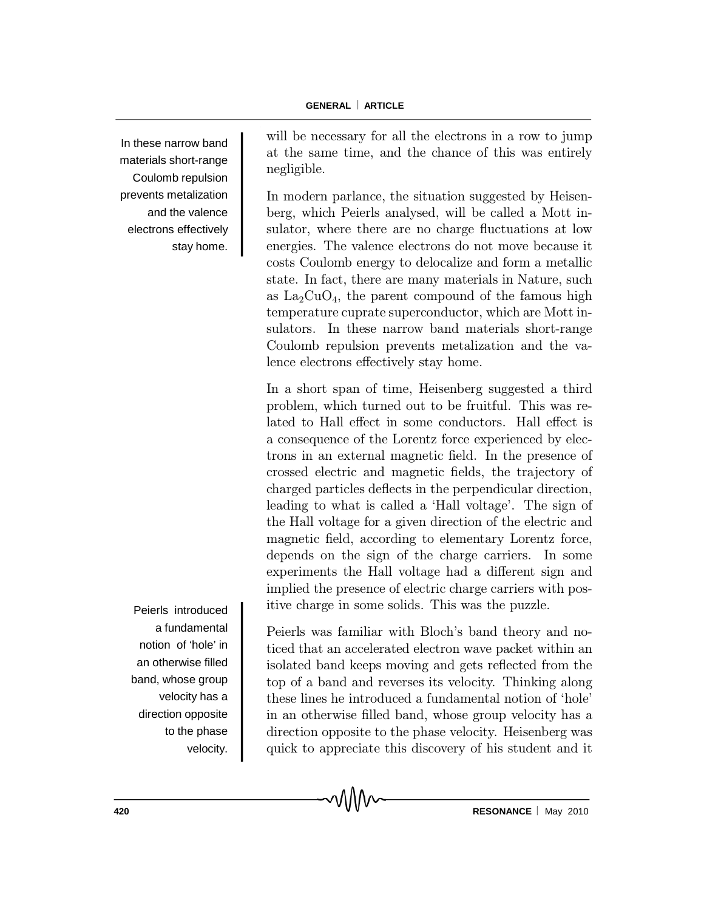will be necessary for all the electrons in a row to jump at the same time, and the chance of this was entirely negligible.

In modern parlance, the situation suggested by Heisenberg, which Peierls analysed, will be called a Mott insulator, where there are no charge fluctuations at low energies. The valence electrons do not move because it costs Coulomb energy to delocalize and form a metallic state. In fact, there are many materials in Nature, such as $La_2CuO_4$, the parent compound of the famous high temperature cuprate superconductor, which are Mott insulators. In these narrow band materials short-range Coulomb repulsion prevents metalization and the valence electrons effectively stay home.

> In these narrow band materials short-range Coulomb repulsion prevents metalization and the valence electrons effectively stay home.

In a short span of time, Heisenberg suggested a third problem, which turned out to be fruitful. This was related to Hall effect in some conductors. Hall effect is a consequence of the Lorentz force experienced by electrons in an external magnetic field. In the presence of crossed electric and magnetic fields, the trajectory of charged particles deflects in the perpendicular direction, leading to what is called a 'Hall voltage'. The sign of the Hall voltage for a given direction of the electric and magnetic field, according to elementary Lorentz force, depends on the sign of the charge carriers. In some experiments the Hall voltage had a different sign and implied the presence of electric charge carriers with positive charge in some solids. This was the puzzle.

Peierls was familiar with Bloch's band theory and noticed that an accelerated electron wave packet within an isolated band keeps moving and gets reflected from the top of a band and reverses its velocity. Thinking along these lines he introduced a fundamental notion of 'hole' in an otherwise filled band, whose group velocity has a direction opposite to the phase velocity. Heisenberg was quick to appreciate this discovery of his student and it

> Peierls introduced a fundamental notion of 'hole' in an otherwise filled band, whose group velocity has a direction opposite to the phase velocity.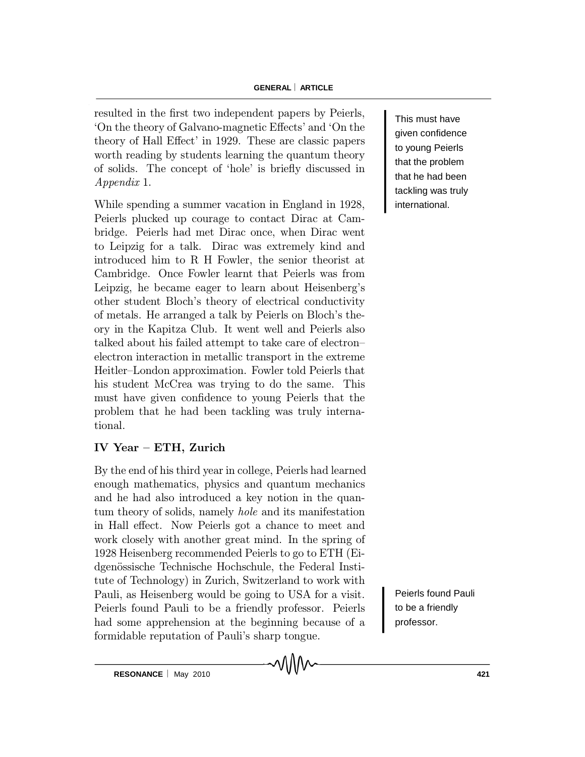resulted in the first two independent papers by Peierls, 'On the theory of Galvano-magnetic Effects' and 'On the theory of Hall Effect' in 1929. These are classic papers worth reading by students learning the quantum theory of solids. The concept of 'hole' is briefly discussed in *Appendix* 1.

While spending a summer vacation in England in 1928, Peierls plucked up courage to contact Dirac at Cambridge. Peierls had met Dirac once, when Dirac went to Leipzig for a talk. Dirac was extremely kind and introduced him to R H Fowler, the senior theorist at Cambridge. Once Fowler learnt that Peierls was from Leipzig, he became eager to learn about Heisenberg's other student Bloch's theory of electrical conductivity of metals. He arranged a talk by Peierls on Bloch's theory in the Kapitza Club. It went well and Peierls also talked about his failed attempt to take care of electron–electron interaction in metallic transport in the extreme Heitler–London approximation. Fowler told Peierls that his student McCrea was trying to do the same. This must have given confidence to young Peierls that the problem that he had been tackling was truly international.

This must have given confidence to young Peierls that the problem that he had been tackling was truly international.

### IV Year – ETH, Zurich

By the end of his third year in college, Peierls had learned enough mathematics, physics and quantum mechanics and he had also introduced a key notion in the quantum theory of solids, namely *hole* and its manifestation in Hall effect. Now Peierls got a chance to meet and work closely with another great mind. In the spring of 1928 Heisenberg recommended Peierls to go to ETH (Eidgenössische Technische Hochschule, the Federal Institute of Technology) in Zurich, Switzerland to work with Pauli, as Heisenberg would be going to USA for a visit. Peierls found Pauli to be a friendly professor. Peierls had some apprehension at the beginning because of a formidable reputation of Pauli's sharp tongue.

Peierls found Pauli to be a friendly professor.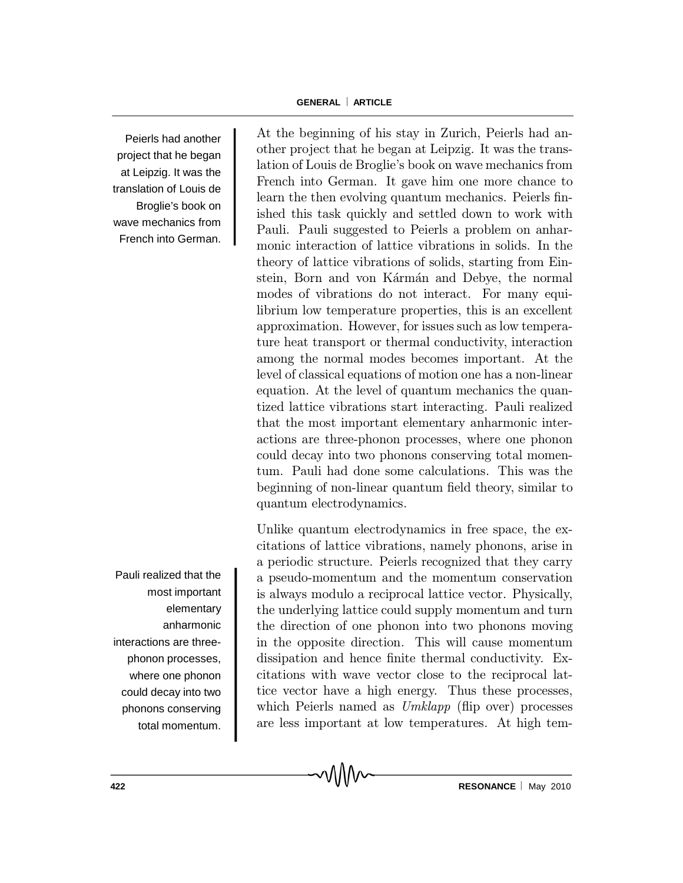At the beginning of his stay in Zurich, Peierls had another project that he began at Leipzig. It was the translation of Louis de Broglie's book on wave mechanics from French into German. It gave him one more chance to learn the then evolving quantum mechanics. Peierls finished this task quickly and settled down to work with Pauli. Pauli suggested to Peierls a problem on anharmonic interaction of lattice vibrations in solids. In the theory of lattice vibrations of solids, starting from Einstein, Born and von Kármán and Debye, the normal modes of vibrations do not interact. For many equilibrium low temperature properties, this is an excellent approximation. However, for issues such as low temperature heat transport or thermal conductivity, interaction among the normal modes becomes important. At the level of classical equations of motion one has a non-linear equation. At the level of quantum mechanics the quantized lattice vibrations start interacting. Pauli realized that the most important elementary anharmonic interactions are three-phonon processes, where one phonon could decay into two phonons conserving total momentum. Pauli had done some calculations. This was the beginning of non-linear quantum field theory, similar to quantum electrodynamics.

> Peierls had another project that he began at Leipzig. It was the translation of Louis de Broglie's book on wave mechanics from French into German.

Unlike quantum electrodynamics in free space, the excitations of lattice vibrations, namely phonons, arise in a periodic structure. Peierls recognized that they carry a pseudo-momentum and the momentum conservation is always modulo a reciprocal lattice vector. Physically, the underlying lattice could supply momentum and turn the direction of one phonon into two phonons moving in the opposite direction. This will cause momentum dissipation and hence finite thermal conductivity. Excitations with wave vector close to the reciprocal lattice vector have a high energy. Thus these processes, which Peierls named as *Umklapp* (flip over) processes are less important at low temperatures. At high tem-

> Pauli realized that the most important elementary anharmonic interactions are three-phonon processes, where one phonon could decay into two phonons conserving total momentum.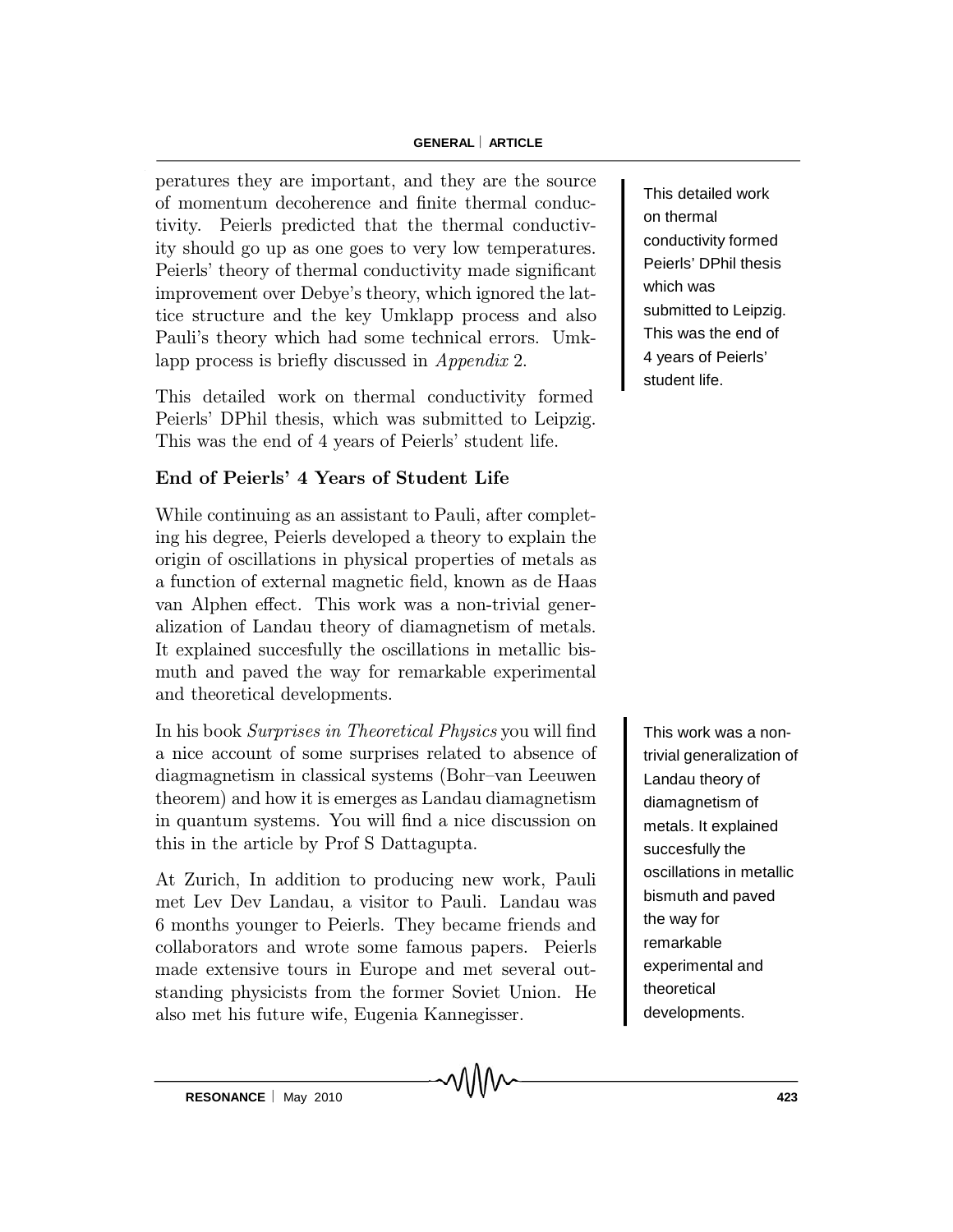peratures they are important, and they are the source of momentum decoherence and finite thermal conductivity. Peierls predicted that the thermal conductivity should go up as one goes to very low temperatures. Peierls' theory of thermal conductivity made significant improvement over Debye's theory, which ignored the lattice structure and the key Umklapp process and also Pauli's theory which had some technical errors. Umklapp process is briefly discussed in *Appendix* 2.

This detailed work on thermal conductivity formed Peierls' DPhil thesis, which was submitted to Leipzig. This was the end of 4 years of Peierls' student life.

This detailed work on thermal conductivity formed Peierls' DPhil thesis which was submitted to Leipzig. This was the end of 4 years of Peierls' student life.

## End of Peierls' 4 Years of Student Life

While continuing as an assistant to Pauli, after completing his degree, Peierls developed a theory to explain the origin of oscillations in physical properties of metals as a function of external magnetic field, known as de Haas van Alphen effect. This work was a non-trivial generalization of Landau theory of diamagnetism of metals. It explained succesfully the oscillations in metallic bismuth and paved the way for remarkable experimental and theoretical developments.

This work was a non-trivial generalization of Landau theory of diamagnetism of metals. It explained succesfully the oscillations in metallic bismuth and paved the way for remarkable experimental and theoretical developments.

In his book *Surprises in Theoretical Physics* you will find a nice account of some surprises related to absence of diagmagnetism in classical systems (Bohr–van Leeuwen theorem) and how it is emerges as Landau diamagnetism in quantum systems. You will find a nice discussion on this in the article by Prof S Dattagupta.

At Zurich, In addition to producing new work, Pauli met Lev Dev Landau, a visitor to Pauli. Landau was 6 months younger to Peierls. They became friends and collaborators and wrote some famous papers. Peierls made extensive tours in Europe and met several outstanding physicists from the former Soviet Union. He also met his future wife, Eugenia Kannegisser.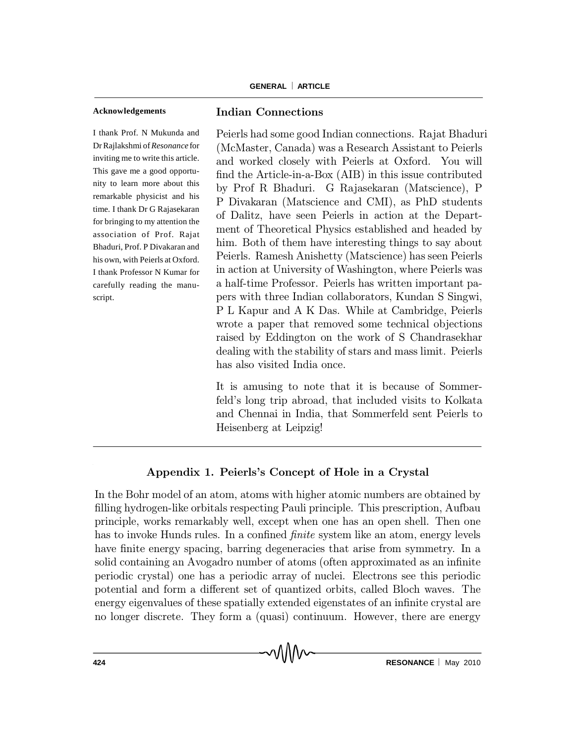**Acknowledgements**

I thank Prof. N Mukunda and Dr Rajlakshmi of *Resonance* for inviting me to write this article. This gave me a good opportunity to learn more about this remarkable physicist and his time. I thank Dr G Rajasekaran for bringing to my attention the association of Prof. Rajat Bhaduri, Prof. P Divakaran and his own, with Peierls at Oxford. I thank Professor N Kumar for carefully reading the manuscript.

## Indian Connections

Peierls had some good Indian connections. Rajat Bhaduri (McMaster, Canada) was a Research Assistant to Peierls and worked closely with Peierls at Oxford. You will find the Article-in-a-Box (AIB) in this issue contributed by Prof R Bhaduri. G Rajasekaran (Matscience), P P Divakaran (Matscience and CMI), as PhD students of Dalitz, have seen Peierls in action at the Department of Theoretical Physics established and headed by him. Both of them have interesting things to say about Peierls. Ramesh Anishetty (Matscience) has seen Peierls in action at University of Washington, where Peierls was a half-time Professor. Peierls has written important papers with three Indian collaborators, Kundan S Singwi, P L Kapur and A K Das. While at Cambridge, Peierls wrote a paper that removed some technical objections raised by Eddington on the work of S Chandrasekhar dealing with the stability of stars and mass limit. Peierls has also visited India once.

It is amusing to note that it is because of Sommerfeld's long trip abroad, that included visits to Kolkata and Chennai in India, that Sommerfeld sent Peierls to Heisenberg at Leipzig!

## Appendix 1. Peierls's Concept of Hole in a Crystal

In the Bohr model of an atom, atoms with higher atomic numbers are obtained by filling hydrogen-like orbitals respecting Pauli principle. This prescription, Aufbau principle, works remarkably well, except when one has an open shell. Then one has to invoke Hunds rules. In a confined *finite* system like an atom, energy levels have finite energy spacing, barring degeneracies that arise from symmetry. In a solid containing an Avogadro number of atoms (often approximated as an infinite periodic crystal) one has a periodic array of nuclei. Electrons see this periodic potential and form a different set of quantized orbits, called Bloch waves. The energy eigenvalues of these spatially extended eigenstates of an infinite crystal are no longer discrete. They form a (quasi) continuum. However, there are energy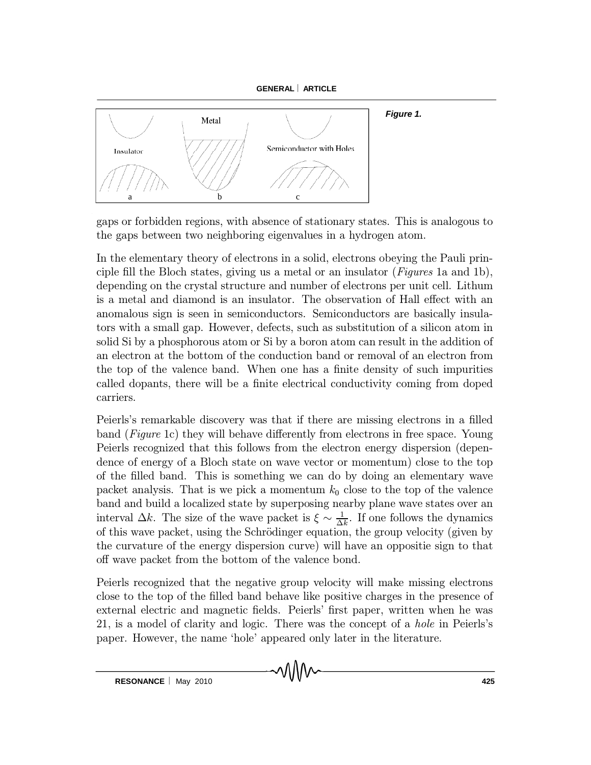Figure 1.

gaps or forbidden regions, with absence of stationary states. This is analogous to the gaps between two neighboring eigenvalues in a hydrogen atom.

In the elementary theory of electrons in a solid, electrons obeying the Pauli principle fill the Bloch states, giving us a metal or an insulator (*Figures* 1a and 1b), depending on the crystal structure and number of electrons per unit cell. Lithum is a metal and diamond is an insulator. The observation of Hall effect with an anomalous sign is seen in semiconductors. Semiconductors are basically insulators with a small gap. However, defects, such as substitution of a silicon atom in solid Si by a phosphorous atom or Si by a boron atom can result in the addition of an electron at the bottom of the conduction band or removal of an electron from the top of the valence band. When one has a finite density of such impurities called dopants, there will be a finite electrical conductivity coming from doped carriers.

Peierls's remarkable discovery was that if there are missing electrons in a filled band (*Figure* 1c) they will behave differently from electrons in free space. Young Peierls recognized that this follows from the electron energy dispersion (dependence of energy of a Bloch state on wave vector or momentum) close to the top of the filled band. This is something we can do by doing an elementary wave packet analysis. That is we pick a momentum $k_0$ close to the top of the valence band and build a localized state by superposing nearby plane wave states over an interval $\Delta k$. The size of the wave packet is $\xi \sim \frac{1}{\Delta k}$. If one follows the dynamics of this wave packet, using the Schrödinger equation, the group velocity (given by the curvature of the energy dispersion curve) will have an oppositie sign to that off wave packet from the bottom of the valence bond.

Peierls recognized that the negative group velocity will make missing electrons close to the top of the filled band behave like positive charges in the presence of external electric and magnetic fields. Peierls' first paper, written when he was 21, is a model of clarity and logic. There was the concept of a *hole* in Peierls's paper. However, the name 'hole' appeared only later in the literature.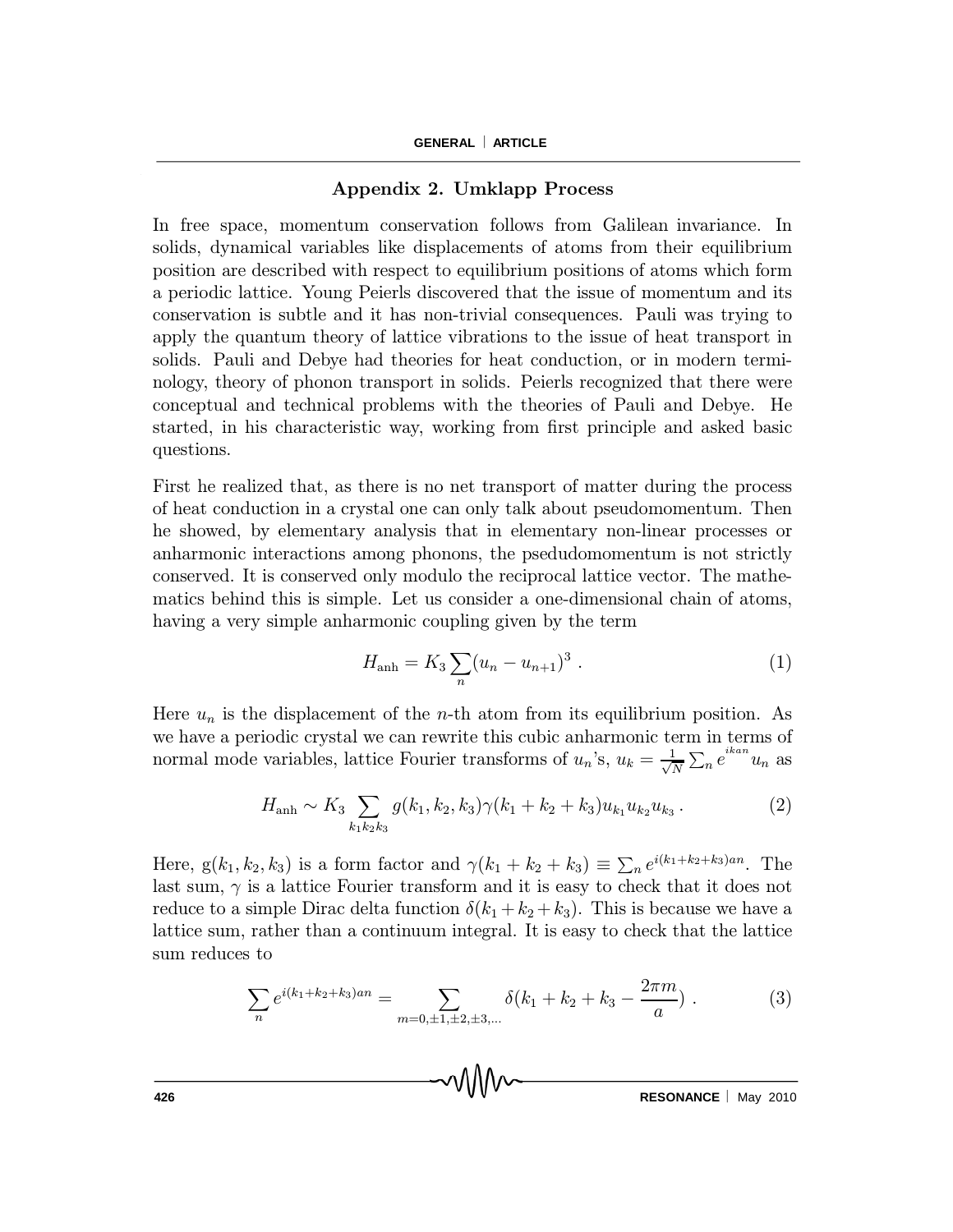## Appendix 2. Umklapp Process

In free space, momentum conservation follows from Galilean invariance. In solids, dynamical variables like displacements of atoms from their equilibrium position are described with respect to equilibrium positions of atoms which form a periodic lattice. Young Peierls discovered that the issue of momentum and its conservation is subtle and it has non-trivial consequences. Pauli was trying to apply the quantum theory of lattice vibrations to the issue of heat transport in solids. Pauli and Debye had theories for heat conduction, or in modern terminology, theory of phonon transport in solids. Peierls recognized that there were conceptual and technical problems with the theories of Pauli and Debye. He started, in his characteristic way, working from first principle and asked basic questions.

First he realized that, as there is no net transport of matter during the process of heat conduction in a crystal one can only talk about pseudomomentum. Then he showed, by elementary analysis that in elementary non-linear processes or anharmonic interactions among phonons, the psedudomomentum is not strictly conserved. It is conserved only modulo the reciprocal lattice vector. The mathematics behind this is simple. Let us consider a one-dimensional chain of atoms, having a very simple anharmonic coupling given by the term

$$H_{\text{anh}} = K_3 \sum_n (u_n - u_{n+1})^3 \,. \tag{1}$$

Here $u_n$ is the displacement of the $n$-th atom from its equilibrium position. As we have a periodic crystal we can rewrite this cubic anharmonic term in terms of normal mode variables, lattice Fourier transforms of $u_n$'s, $u_k = \frac{1}{\sqrt{N}} \sum_n e^{ikan} u_n$ as

$$H_{\text{anh}} \sim K_3 \sum_{k_1 k_2 k_3} g(k_1, k_2, k_3) \gamma(k_1 + k_2 + k_3) u_{k_1} u_{k_2} u_{k_3} \,. \tag{2}$$

Here, $g(k_1, k_2, k_3)$ is a form factor and $\gamma(k_1 + k_2 + k_3) \equiv \sum_n e^{i(k_1+k_2+k_3)an}$. The last sum, $\gamma$ is a lattice Fourier transform and it is easy to check that it does not reduce to a simple Dirac delta function $\delta(k_1 + k_2 + k_3)$. This is because we have a lattice sum, rather than a continuum integral. It is easy to check that the lattice sum reduces to

$$\sum_n e^{i(k_1+k_2+k_3)an} = \sum_{m=0,\pm1,\pm2,\pm3,\ldots} \delta(k_1 + k_2 + k_3 - \frac{2\pi m}{a}) \,. \tag{3}$$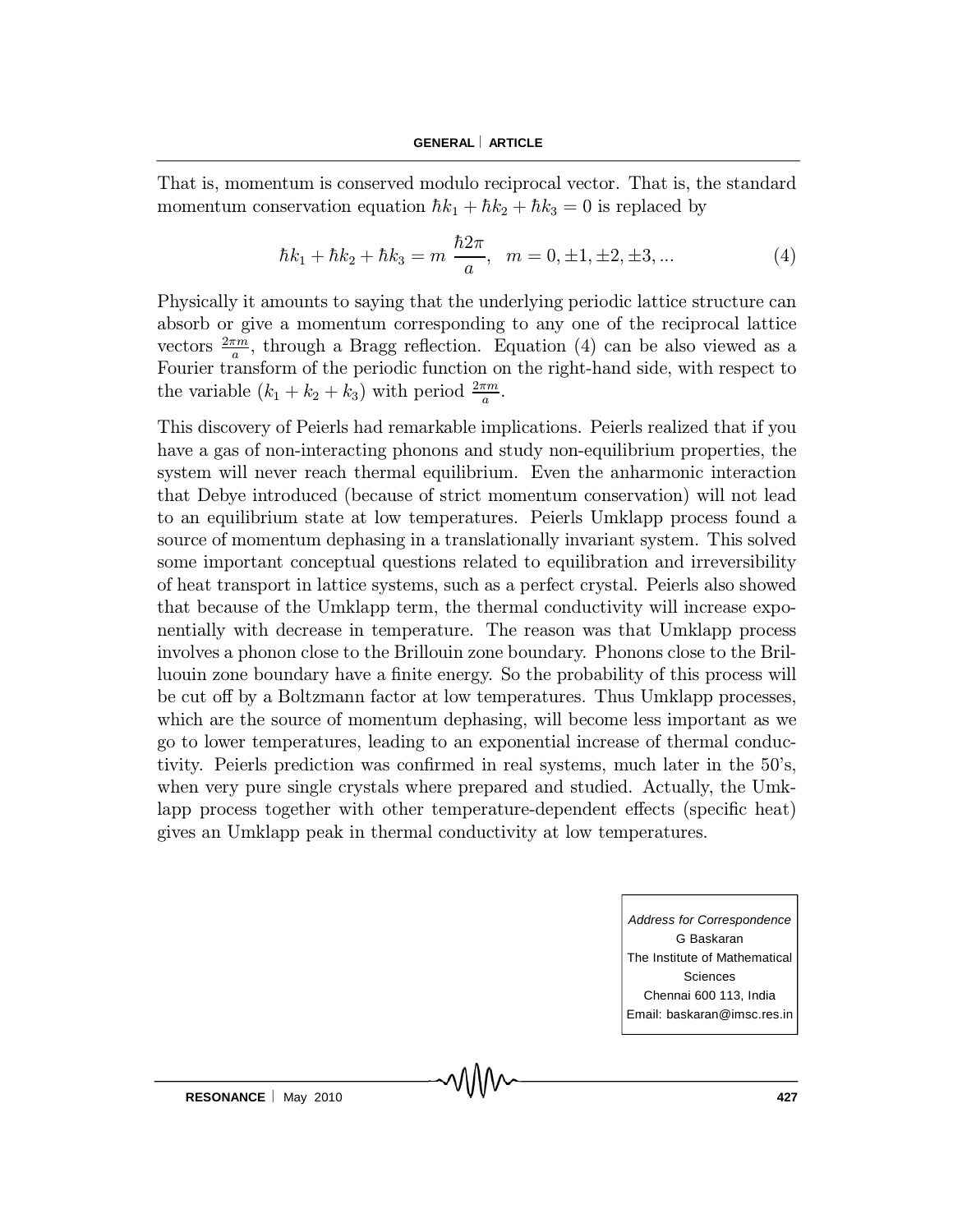That is, momentum is conserved modulo reciprocal vector. That is, the standard momentum conservation equation $\hbar k_1 + \hbar k_2 + \hbar k_3 = 0$ is replaced by

$$\hbar k_1 + \hbar k_2 + \hbar k_3 = m\ \frac{\hbar 2\pi}{a}, \quad m = 0, \pm 1, \pm 2, \pm 3, ... \tag{4}$$

Physically it amounts to saying that the underlying periodic lattice structure can absorb or give a momentum corresponding to any one of the reciprocal lattice vectors $\frac{2\pi m}{a}$, through a Bragg reflection. Equation (4) can be also viewed as a Fourier transform of the periodic function on the right-hand side, with respect to the variable $(k_1 + k_2 + k_3)$ with period $\frac{2\pi m}{a}$.

This discovery of Peierls had remarkable implications. Peierls realized that if you have a gas of non-interacting phonons and study non-equilibrium properties, the system will never reach thermal equilibrium. Even the anharmonic interaction that Debye introduced (because of strict momentum conservation) will not lead to an equilibrium state at low temperatures. Peierls Umklapp process found a source of momentum dephasing in a translationally invariant system. This solved some important conceptual questions related to equilibration and irreversibility of heat transport in lattice systems, such as a perfect crystal. Peierls also showed that because of the Umklapp term, the thermal conductivity will increase exponentially with decrease in temperature. The reason was that Umklapp process involves a phonon close to the Brillouin zone boundary. Phonons close to the Brilluouin zone boundary have a finite energy. So the probability of this process will be cut off by a Boltzmann factor at low temperatures. Thus Umklapp processes, which are the source of momentum dephasing, will become less important as we go to lower temperatures, leading to an exponential increase of thermal conductivity. Peierls prediction was confirmed in real systems, much later in the 50's, when very pure single crystals where prepared and studied. Actually, the Umklapp process together with other temperature-dependent effects (specific heat) gives an Umklapp peak in thermal conductivity at low temperatures.

*Address for Correspondence*
G Baskaran
The Institute of Mathematical Sciences
Chennai 600 113, India
Email: baskaran@imsc.res.in